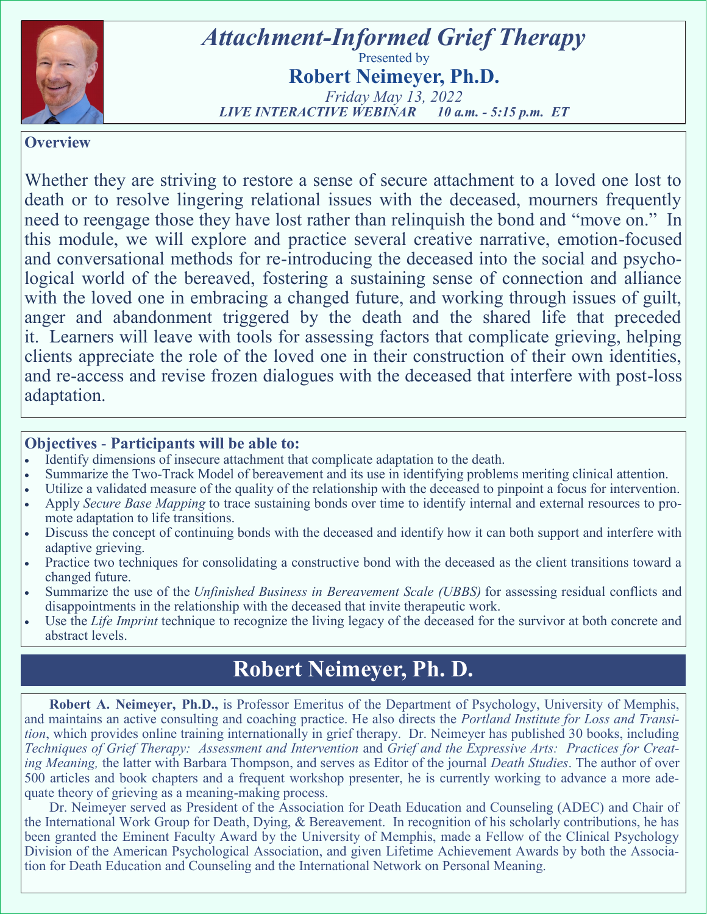# *Attachment-Informed Grief Therapy*

Presented by

## Robert Neimeyer, Ph.D.

*Friday May 13, 2022*

*LIVE INTERACTIVE WEBINAR 10 a.m. - 5:15 p.m. ET*

### Overview

Whether they are striving to restore a sense of secure attachment to a loved one lost to death or to resolve lingering relational issues with the deceased, mourners frequently need to reengage those they have lost rather than relinquish the bond and "move on." In this module, we will explore and practice several creative narrative, emotion-focused and conversational methods for re-introducing the deceased into the social and psychological world of the bereaved, fostering a sustaining sense of connection and alliance with the loved one in embracing a changed future, and working through issues of guilt, anger and abandonment triggered by the death and the shared life that preceded it. Learners will leave with tools for assessing factors that complicate grieving, helping clients appreciate the role of the loved one in their construction of their own identities, and re-access and revise frozen dialogues with the deceased that interfere with post-loss adaptation.

### Objectives - Participants will be able to:

- Identify dimensions of insecure attachment that complicate adaptation to the death.
- Summarize the Two-Track Model of bereavement and its use in identifying problems meriting clinical attention.
- Utilize a validated measure of the quality of the relationship with the deceased to pinpoint a focus for intervention.
- Apply *Secure Base Mapping* to trace sustaining bonds over time to identify internal and external resources to promote adaptation to life transitions.
- Discuss the concept of continuing bonds with the deceased and identify how it can both support and interfere with adaptive grieving.
- Practice two techniques for consolidating a constructive bond with the deceased as the client transitions toward a changed future.
- Summarize the use of the *Unfinished Business in Bereavement Scale (UBBS)* for assessing residual conflicts and disappointments in the relationship with the deceased that invite therapeutic work.
- Use the *Life Imprint* technique to recognize the living legacy of the deceased for the survivor at both concrete and abstract levels.

## Robert Neimeyer, Ph. D.

**Robert A. Neimeyer, Ph.D.,** is Professor Emeritus of the Department of Psychology, University of Memphis, and maintains an active consulting and coaching practice. He also directs the *Portland Institute for Loss and Transition*, which provides online training internationally in grief therapy. Dr. Neimeyer has published 30 books, including *Techniques of Grief Therapy: Assessment and Intervention* and *Grief and the Expressive Arts: Practices for Creating Meaning,* the latter with Barbara Thompson, and serves as Editor of the journal *Death Studies*. The author of over 500 articles and book chapters and a frequent workshop presenter, he is currently working to advance a more adequate theory of grieving as a meaning-making process.

Dr. Neimeyer served as President of the Association for Death Education and Counseling (ADEC) and Chair of the International Work Group for Death, Dying, & Bereavement. In recognition of his scholarly contributions, he has been granted the Eminent Faculty Award by the University of Memphis, made a Fellow of the Clinical Psychology Division of the American Psychological Association, and given Lifetime Achievement Awards by both the Association for Death Education and Counseling and the International Network on Personal Meaning.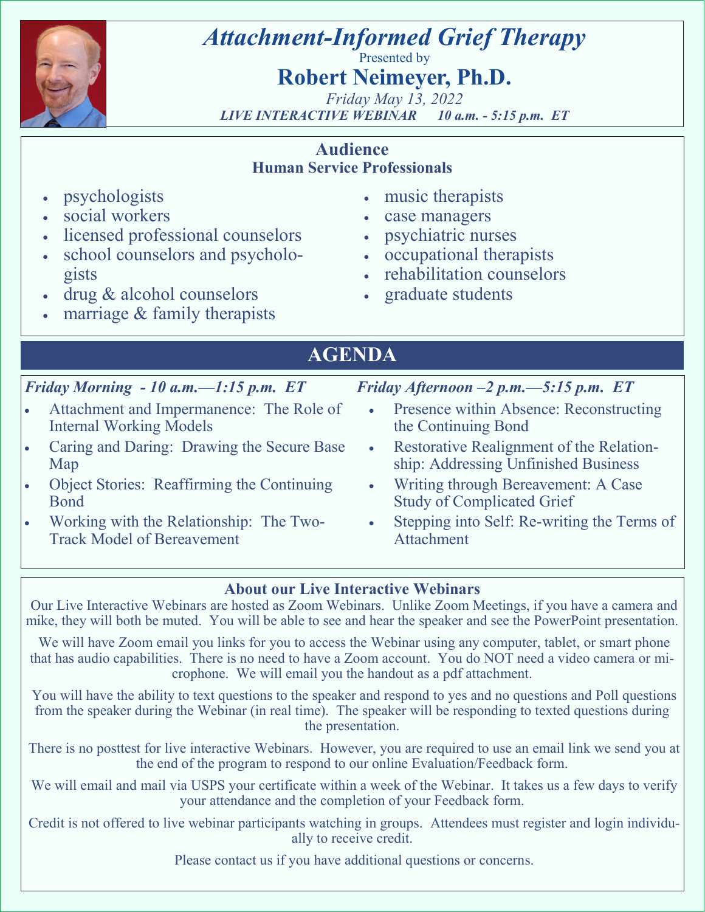# *Attachment-Informed Grief Therapy*

Presented by

## Robert Neimeyer, Ph.D.

*Friday May 13, 2022*

*LIVE INTERACTIVE WEBINAR 10 a.m. - 5:15 p.m. ET*

## Audience

### Human Service Professionals

- psychologists
- social workers
- licensed professional counselors
- school counselors and psychologists
- drug & alcohol counselors
- marriage & family therapists
- music therapists
- case managers
- psychiatric nurses
- occupational therapists
- rehabilitation counselors
- graduate students

## AGENDA

*Friday Morning - 10 a.m.—1:15 p.m. ET*

- Attachment and Impermanence: The Role of Internal Working Models
- Caring and Daring: Drawing the Secure Base Map
- Object Stories: Reaffirming the Continuing Bond
- Working with the Relationship: The Two-Track Model of Bereavement

*Friday Afternoon –2 p.m.—5:15 p.m. ET*

- Presence within Absence: Reconstructing the Continuing Bond
- Restorative Realignment of the Relationship: Addressing Unfinished Business
- Writing through Bereavement: A Case Study of Complicated Grief
- Stepping into Self: Re-writing the Terms of Attachment

### About our Live Interactive Webinars

Our Live Interactive Webinars are hosted as Zoom Webinars. Unlike Zoom Meetings, if you have a camera and mike, they will both be muted. You will be able to see and hear the speaker and see the PowerPoint presentation.

We will have Zoom email you links for you to access the Webinar using any computer, tablet, or smart phone that has audio capabilities. There is no need to have a Zoom account. You do NOT need a video camera or microphone. We will email you the handout as a pdf attachment.

You will have the ability to text questions to the speaker and respond to yes and no questions and Poll questions from the speaker during the Webinar (in real time). The speaker will be responding to texted questions during the presentation.

There is no posttest for live interactive Webinars. However, you are required to use an email link we send you at the end of the program to respond to our online Evaluation/Feedback form.

We will email and mail via USPS your certificate within a week of the Webinar. It takes us a few days to verify your attendance and the completion of your Feedback form.

Credit is not offered to live webinar participants watching in groups. Attendees must register and login individually to receive credit.

Please contact us if you have additional questions or concerns.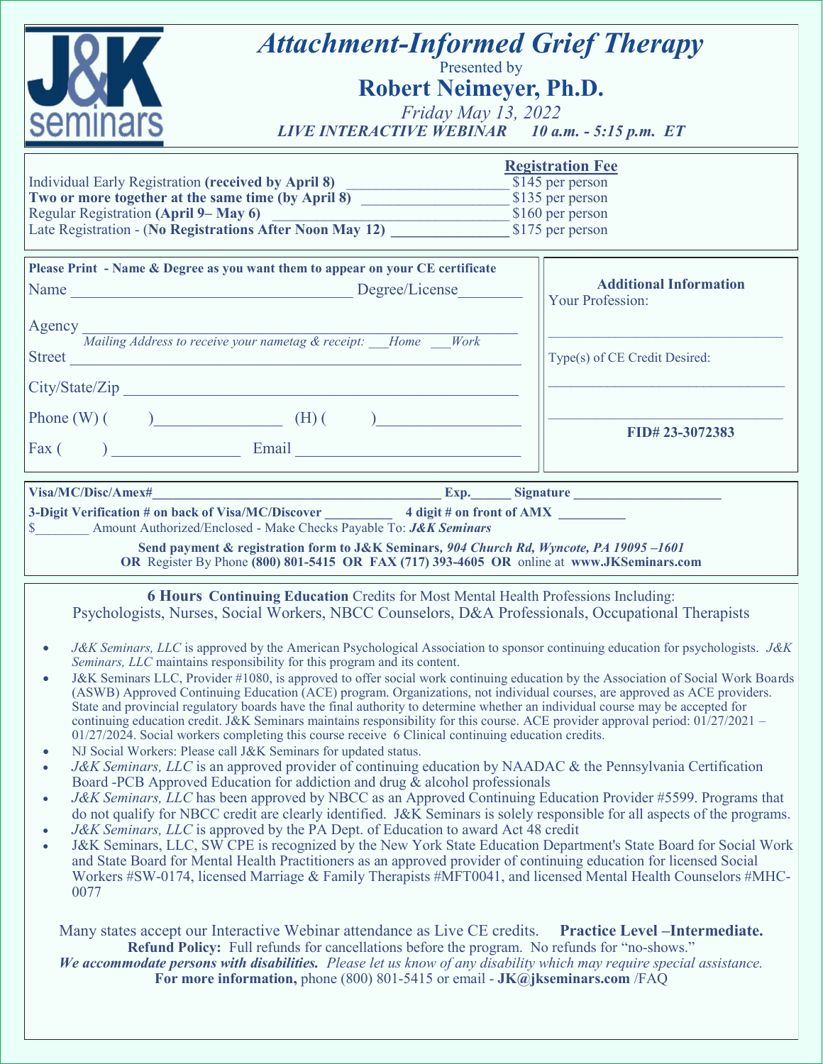J&K seminars

# *Attachment-Informed Grief Therapy*

Presented by

## Robert Neimeyer, Ph.D.

*Friday May 13, 2022*

***LIVE INTERACTIVE WEBINAR 10 a.m. - 5:15 p.m. ET***

| | **Registration Fee** |
|---|---|
| Individual Early Registration **(received by April 8)** ______________ | $145 per person |
| **Two or more together at the same time (by April 8)** ______________ | $135 per person |
| Regular Registration **(April 9– May 6)** ______________ | $160 per person |
| Late Registration - (**No Registrations After Noon May 12)** ______________ | $175 per person |

**Please Print - Name & Degree as you want them to appear on your CE certificate**

Name ____________________________ Degree/License________

Agency ____________________________________________

*Mailing Address to receive your nametag & receipt: ___Home ___Work*

Street ____________________________________________

City/State/Zip ______________________________________

Phone (W) (      )_______________ (H) (      )_______________

Fax (      ) _______________ Email ____________________________

**Additional Information**

Your Profession:

______________________________

Type(s) of CE Credit Desired:

______________________________

______________________________

**FID# 23-3072383**

**Visa/MC/Disc/Amex#**______________________________ **Exp.**______ **Signature** ____________________

**3-Digit Verification # on back of Visa/MC/Discover** _________ **4 digit # on front of AMX** _________

$________ Amount Authorized/Enclosed - Make Checks Payable To: ***J&K Seminars***

**Send payment & registration form to J&K Seminars*, 904 Church Rd, Wyncote, PA 19095 –1601***

**OR** Register By Phone **(800) 801-5415 OR FAX (717) 393-4605 OR** online at **www.JKSeminars.com**

**6 Hours Continuing Education** Credits for Most Mental Health Professions Including:
Psychologists, Nurses, Social Workers, NBCC Counselors, D&A Professionals, Occupational Therapists

- *J&K Seminars, LLC* is approved by the American Psychological Association to sponsor continuing education for psychologists. *J&K Seminars, LLC* maintains responsibility for this program and its content.
- J&K Seminars LLC, Provider #1080, is approved to offer social work continuing education by the Association of Social Work Boards (ASWB) Approved Continuing Education (ACE) program. Organizations, not individual courses, are approved as ACE providers. State and provincial regulatory boards have the final authority to determine whether an individual course may be accepted for continuing education credit. J&K Seminars maintains responsibility for this course. ACE provider approval period: 01/27/2021 – 01/27/2024. Social workers completing this course receive 6 Clinical continuing education credits.
- NJ Social Workers: Please call J&K Seminars for updated status.
- *J&K Seminars, LLC* is an approved provider of continuing education by NAADAC & the Pennsylvania Certification Board -PCB Approved Education for addiction and drug & alcohol professionals
- *J&K Seminars, LLC* has been approved by NBCC as an Approved Continuing Education Provider #5599. Programs that do not qualify for NBCC credit are clearly identified. J&K Seminars is solely responsible for all aspects of the programs.
- *J&K Seminars, LLC* is approved by the PA Dept. of Education to award Act 48 credit
- J&K Seminars, LLC, SW CPE is recognized by the New York State Education Department's State Board for Social Work and State Board for Mental Health Practitioners as an approved provider of continuing education for licensed Social Workers #SW-0174, licensed Marriage & Family Therapists #MFT0041, and licensed Mental Health Counselors #MHC-0077

Many states accept our Interactive Webinar attendance as Live CE credits. **Practice Level –Intermediate.**

**Refund Policy:** Full refunds for cancellations before the program. No refunds for "no-shows."

***We accommodate persons with disabilities.*** *Please let us know of any disability which may require special assistance.*

**For more information,** phone (800) 801-5415 or email - **JK@jkseminars.com** /FAQ